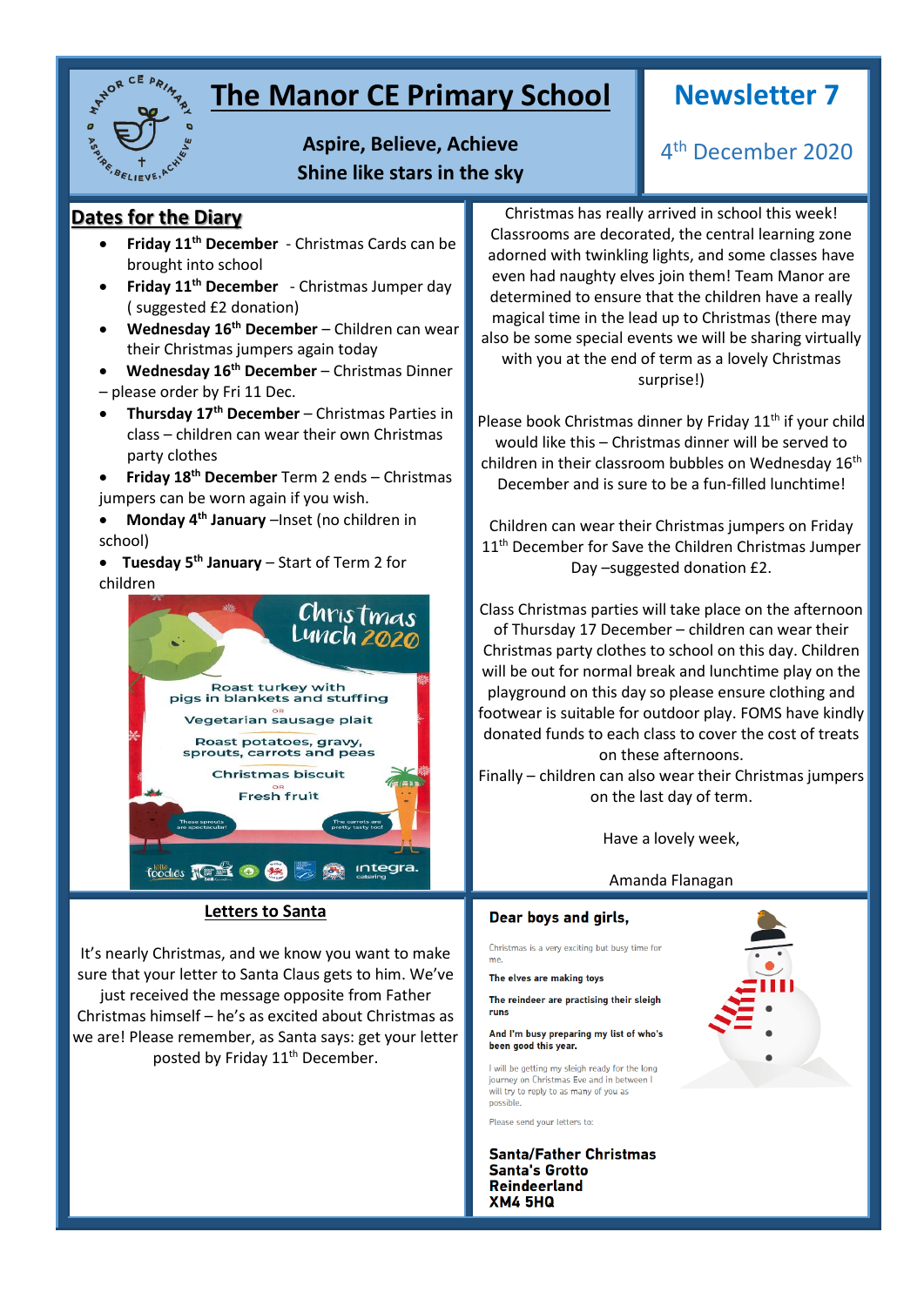# The Manor CE Primary School

**Aspire, Believe, Achieve**
**Shine like stars in the sky**

## Newsletter 7

4th December 2020

## Dates for the Diary

- **Friday 11th December** - Christmas Cards can be brought into school
- **Friday 11th December** - Christmas Jumper day ( suggested £2 donation)
- **Wednesday 16th December** – Children can wear their Christmas jumpers again today
- **Wednesday 16th December** – Christmas Dinner – please order by Fri 11 Dec.
- **Thursday 17th December** – Christmas Parties in class – children can wear their own Christmas party clothes
- **Friday 18th December** Term 2 ends – Christmas jumpers can be worn again if you wish.
- **Monday 4th January** –Inset (no children in school)
- **Tuesday 5th January** – Start of Term 2 for children

Christmas Lunch 2020

Roast turkey with pigs in blankets and stuffing
OR
Vegetarian sausage plait

Roast potatoes, gravy, sprouts, carrots and peas

Christmas biscuit
OR
Fresh fruit

Christmas has really arrived in school this week! Classrooms are decorated, the central learning zone adorned with twinkling lights, and some classes have even had naughty elves join them! Team Manor are determined to ensure that the children have a really magical time in the lead up to Christmas (there may also be some special events we will be sharing virtually with you at the end of term as a lovely Christmas surprise!)

Please book Christmas dinner by Friday 11th if your child would like this – Christmas dinner will be served to children in their classroom bubbles on Wednesday 16th December and is sure to be a fun-filled lunchtime!

Children can wear their Christmas jumpers on Friday 11th December for Save the Children Christmas Jumper Day –suggested donation £2.

Class Christmas parties will take place on the afternoon of Thursday 17 December – children can wear their Christmas party clothes to school on this day. Children will be out for normal break and lunchtime play on the playground on this day so please ensure clothing and footwear is suitable for outdoor play. FOMS have kindly donated funds to each class to cover the cost of treats on these afternoons.
Finally – children can also wear their Christmas jumpers on the last day of term.

Have a lovely week,

Amanda Flanagan

## Letters to Santa

It's nearly Christmas, and we know you want to make sure that your letter to Santa Claus gets to him. We've just received the message opposite from Father Christmas himself – he's as excited about Christmas as we are! Please remember, as Santa says: get your letter posted by Friday 11th December.

**Dear boys and girls,**

Christmas is a very exciting but busy time for me.

**The elves are making toys**

**The reindeer are practising their sleigh runs**

**And I'm busy preparing my list of who's been good this year.**

I will be getting my sleigh ready for the long journey on Christmas Eve and in between I will try to reply to as many of you as possible.

Please send your letters to:

**Santa/Father Christmas**
**Santa's Grotto**
**Reindeerland**
**XM4 5HQ**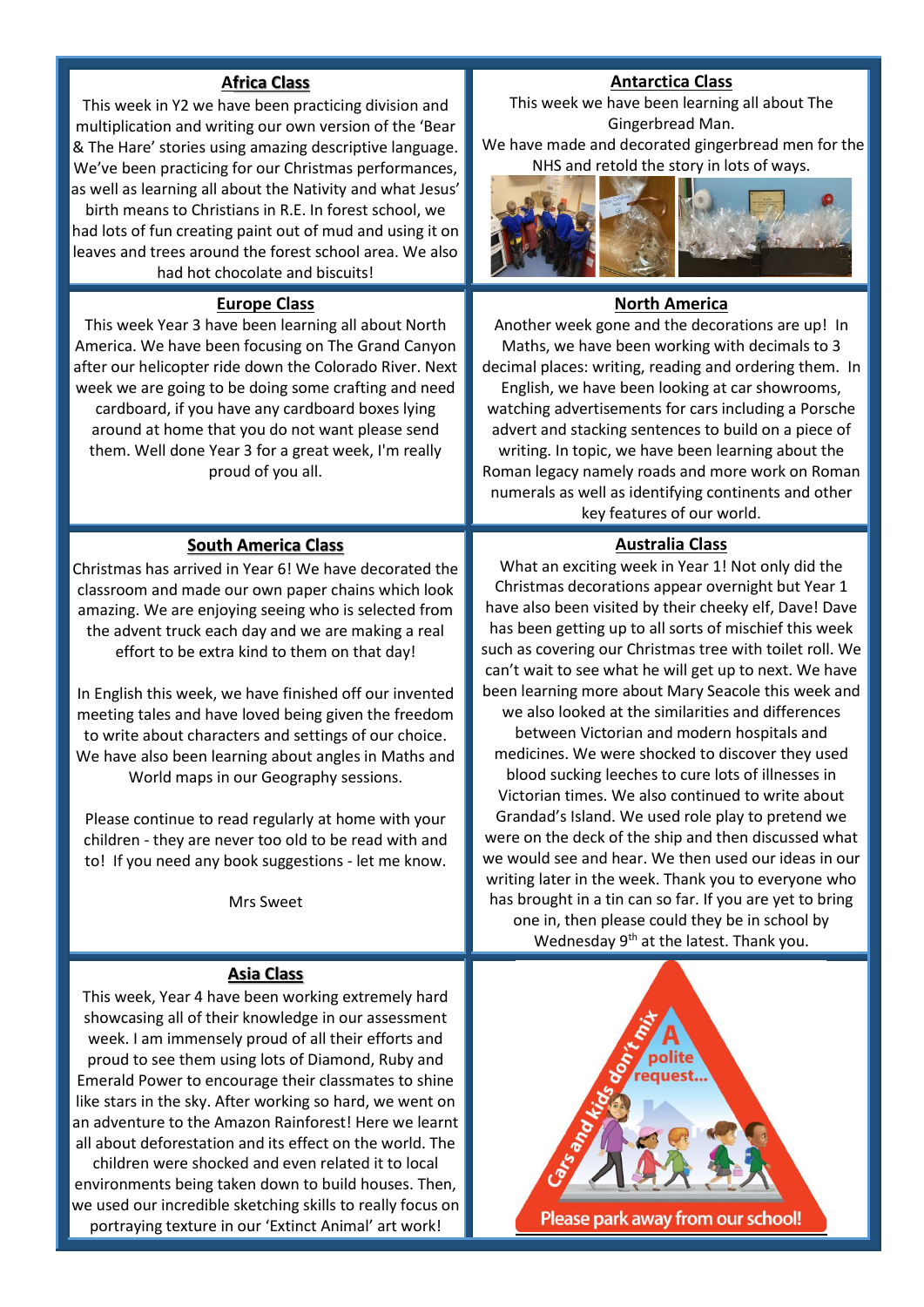## Africa Class

This week in Y2 we have been practicing division and multiplication and writing our own version of the 'Bear & The Hare' stories using amazing descriptive language. We've been practicing for our Christmas performances, as well as learning all about the Nativity and what Jesus' birth means to Christians in R.E. In forest school, we had lots of fun creating paint out of mud and using it on leaves and trees around the forest school area. We also had hot chocolate and biscuits!

## Antarctica Class

This week we have been learning all about The Gingerbread Man.

We have made and decorated gingerbread men for the NHS and retold the story in lots of ways.

## Europe Class

This week Year 3 have been learning all about North America. We have been focusing on The Grand Canyon after our helicopter ride down the Colorado River. Next week we are going to be doing some crafting and need cardboard, if you have any cardboard boxes lying around at home that you do not want please send them. Well done Year 3 for a great week, I'm really proud of you all.

## North America

Another week gone and the decorations are up! In Maths, we have been working with decimals to 3 decimal places: writing, reading and ordering them. In English, we have been looking at car showrooms, watching advertisements for cars including a Porsche advert and stacking sentences to build on a piece of writing. In topic, we have been learning about the Roman legacy namely roads and more work on Roman numerals as well as identifying continents and other key features of our world.

## South America Class

Christmas has arrived in Year 6! We have decorated the classroom and made our own paper chains which look amazing. We are enjoying seeing who is selected from the advent truck each day and we are making a real effort to be extra kind to them on that day!

In English this week, we have finished off our invented meeting tales and have loved being given the freedom to write about characters and settings of our choice. We have also been learning about angles in Maths and World maps in our Geography sessions.

Please continue to read regularly at home with your children - they are never too old to be read with and to! If you need any book suggestions - let me know.

Mrs Sweet

## Australia Class

What an exciting week in Year 1! Not only did the Christmas decorations appear overnight but Year 1 have also been visited by their cheeky elf, Dave! Dave has been getting up to all sorts of mischief this week such as covering our Christmas tree with toilet roll. We can't wait to see what he will get up to next. We have been learning more about Mary Seacole this week and we also looked at the similarities and differences between Victorian and modern hospitals and medicines. We were shocked to discover they used blood sucking leeches to cure lots of illnesses in Victorian times. We also continued to write about Grandad's Island. We used role play to pretend we were on the deck of the ship and then discussed what we would see and hear. We then used our ideas in our writing later in the week. Thank you to everyone who has brought in a tin can so far. If you are yet to bring one in, then please could they be in school by Wednesday 9th at the latest. Thank you.

## Asia Class

This week, Year 4 have been working extremely hard showcasing all of their knowledge in our assessment week. I am immensely proud of all their efforts and proud to see them using lots of Diamond, Ruby and Emerald Power to encourage their classmates to shine like stars in the sky. After working so hard, we went on an adventure to the Amazon Rainforest! Here we learnt all about deforestation and its effect on the world. The children were shocked and even related it to local environments being taken down to build houses. Then, we used our incredible sketching skills to really focus on portraying texture in our 'Extinct Animal' art work!

Cars and kids don't mix

A polite request...

Please park away from our school!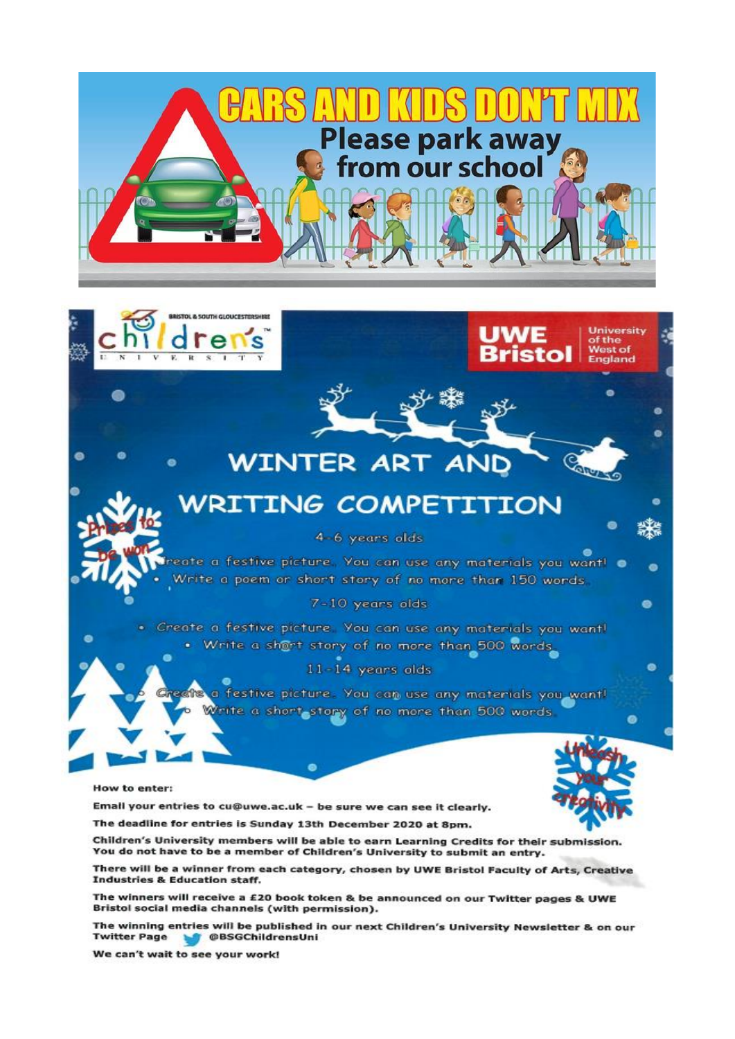# CARS AND KIDS DON'T MIX

Please park away from our school

BRISTOL & SOUTH GLOUCESTERSHIRE

Children's University

UWE Bristol University of the West of England

# WINTER ART AND WRITING COMPETITION

Prizes to be won

**4-6 years olds**

- Create a festive picture. You can use any materials you want!
- Write a poem or short story of no more than 150 words.

**7-10 years olds**

- Create a festive picture. You can use any materials you want!
- Write a short story of no more than 500 words.

**11-14 years olds**

- Create a festive picture. You can use any materials you want!
- Write a short story of no more than 500 words.

Unleash your creativity

**How to enter:**

**Email your entries to cu@uwe.ac.uk – be sure we can see it clearly.**

**The deadline for entries is Sunday 13th December 2020 at 8pm.**

**Children's University members will be able to earn Learning Credits for their submission. You do not have to be a member of Children's University to submit an entry.**

**There will be a winner from each category, chosen by UWE Bristol Faculty of Arts, Creative Industries & Education staff.**

**The winners will receive a £20 book token & be announced on our Twitter pages & UWE Bristol social media channels (with permission).**

**The winning entries will be published in our next Children's University Newsletter & on our Twitter Page @BSGChildrensUni**

**We can't wait to see your work!**